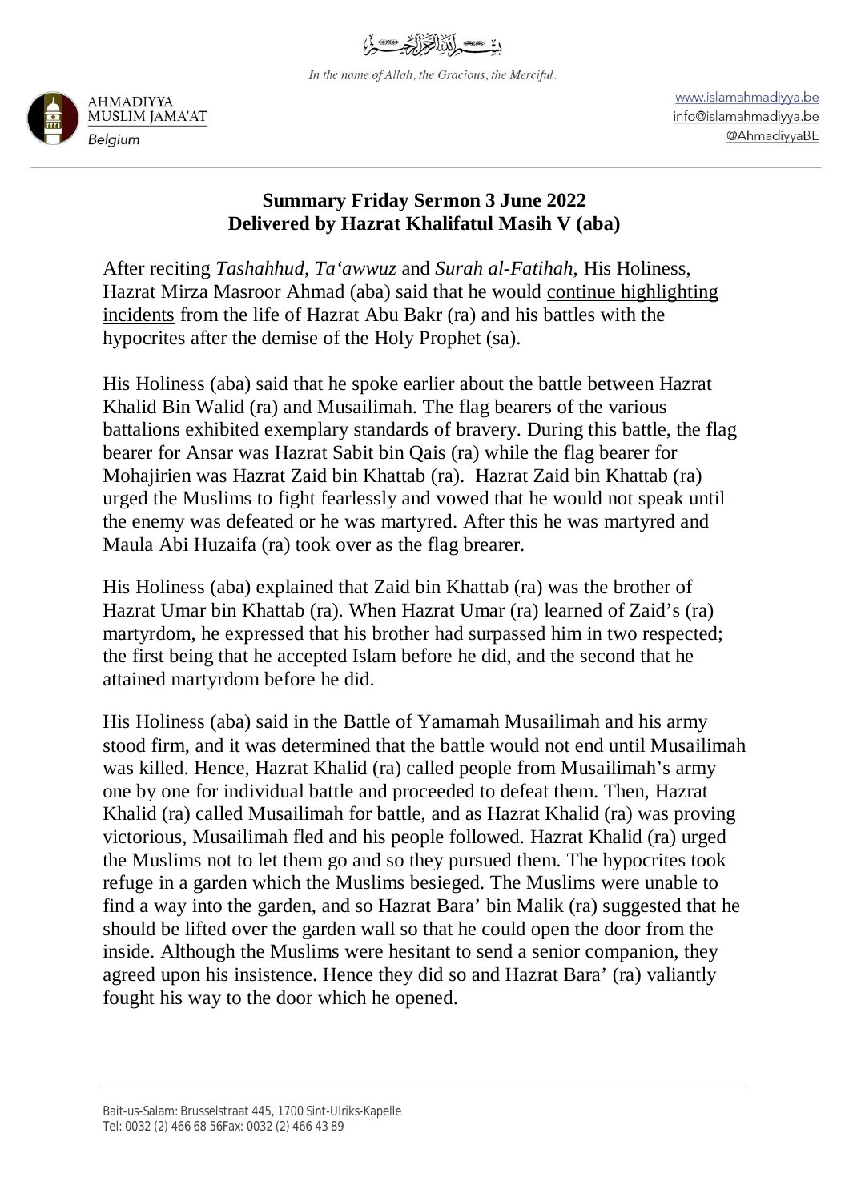In the name of Allah, the Gracious, the Merciful.

AHMADIYYA MUSLIM JAMA'AT
*Belgium*

www.islamahmadiyya.be
info@islamahmadiyya.be
@AhmadiyyaBE

**Summary Friday Sermon 3 June 2022**
**Delivered by Hazrat Khalifatul Masih V (aba)**

After reciting *Tashahhud*, *Ta'awwuz* and *Surah al-Fatihah*, His Holiness, Hazrat Mirza Masroor Ahmad (aba) said that he would continue highlighting incidents from the life of Hazrat Abu Bakr (ra) and his battles with the hypocrites after the demise of the Holy Prophet (sa).

His Holiness (aba) said that he spoke earlier about the battle between Hazrat Khalid Bin Walid (ra) and Musailimah. The flag bearers of the various battalions exhibited exemplary standards of bravery. During this battle, the flag bearer for Ansar was Hazrat Sabit bin Qais (ra) while the flag bearer for Mohajirien was Hazrat Zaid bin Khattab (ra).  Hazrat Zaid bin Khattab (ra) urged the Muslims to fight fearlessly and vowed that he would not speak until the enemy was defeated or he was martyred. After this he was martyred and Maula Abi Huzaifa (ra) took over as the flag brearer.

His Holiness (aba) explained that Zaid bin Khattab (ra) was the brother of Hazrat Umar bin Khattab (ra). When Hazrat Umar (ra) learned of Zaid's (ra) martyrdom, he expressed that his brother had surpassed him in two respected; the first being that he accepted Islam before he did, and the second that he attained martyrdom before he did.

His Holiness (aba) said in the Battle of Yamamah Musailimah and his army stood firm, and it was determined that the battle would not end until Musailimah was killed. Hence, Hazrat Khalid (ra) called people from Musailimah's army one by one for individual battle and proceeded to defeat them. Then, Hazrat Khalid (ra) called Musailimah for battle, and as Hazrat Khalid (ra) was proving victorious, Musailimah fled and his people followed. Hazrat Khalid (ra) urged the Muslims not to let them go and so they pursued them. The hypocrites took refuge in a garden which the Muslims besieged. The Muslims were unable to find a way into the garden, and so Hazrat Bara' bin Malik (ra) suggested that he should be lifted over the garden wall so that he could open the door from the inside. Although the Muslims were hesitant to send a senior companion, they agreed upon his insistence. Hence they did so and Hazrat Bara' (ra) valiantly fought his way to the door which he opened.

Bait-us-Salam: Brusselstraat 445, 1700 Sint-Ulriks-Kapelle
Tel: 0032 (2) 466 68 56Fax: 0032 (2) 466 43 89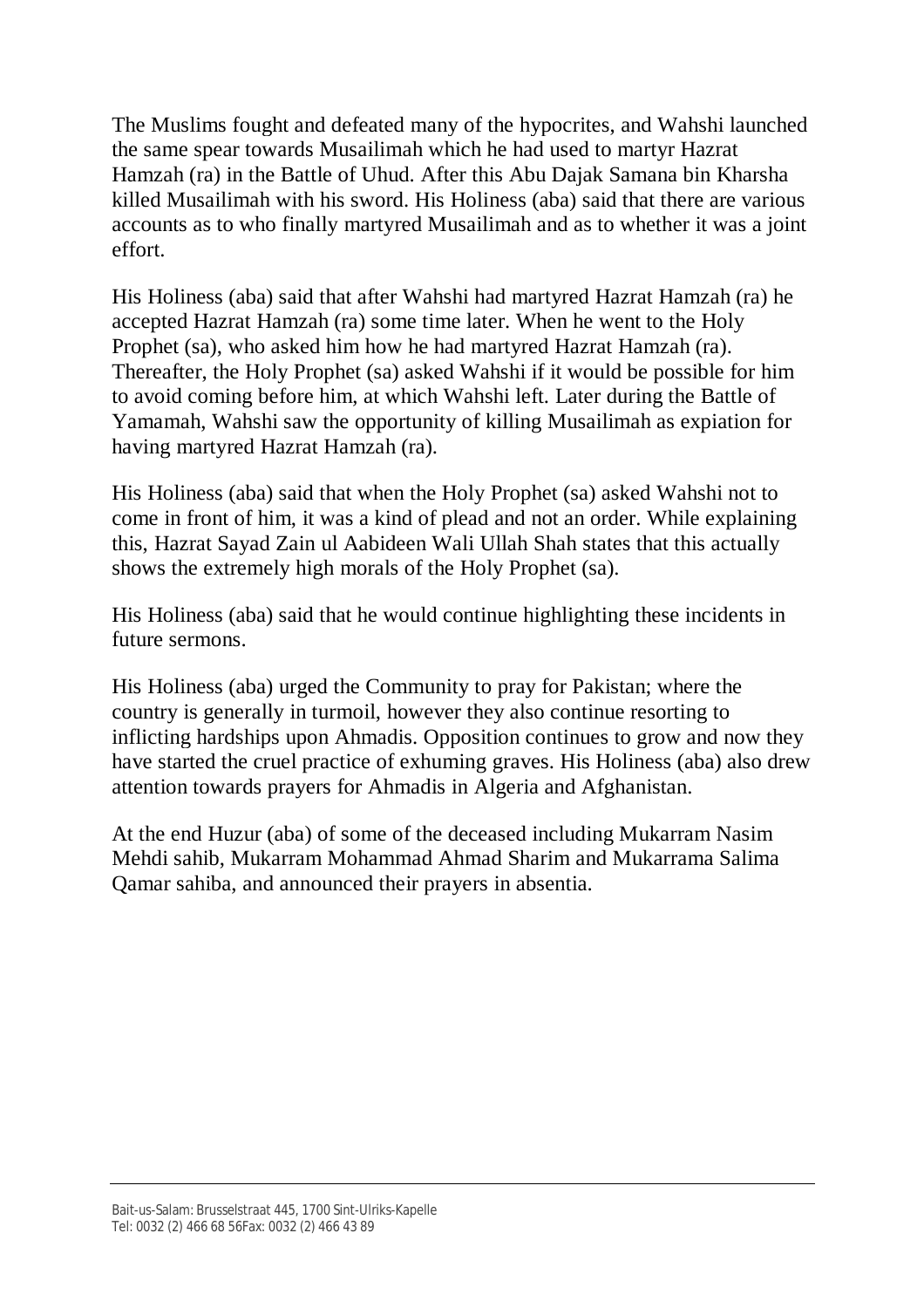The Muslims fought and defeated many of the hypocrites, and Wahshi launched the same spear towards Musailimah which he had used to martyr Hazrat Hamzah (ra) in the Battle of Uhud. After this Abu Dajak Samana bin Kharsha killed Musailimah with his sword. His Holiness (aba) said that there are various accounts as to who finally martyred Musailimah and as to whether it was a joint effort.

His Holiness (aba) said that after Wahshi had martyred Hazrat Hamzah (ra) he accepted Hazrat Hamzah (ra) some time later. When he went to the Holy Prophet (sa), who asked him how he had martyred Hazrat Hamzah (ra). Thereafter, the Holy Prophet (sa) asked Wahshi if it would be possible for him to avoid coming before him, at which Wahshi left. Later during the Battle of Yamamah, Wahshi saw the opportunity of killing Musailimah as expiation for having martyred Hazrat Hamzah (ra).

His Holiness (aba) said that when the Holy Prophet (sa) asked Wahshi not to come in front of him, it was a kind of plead and not an order. While explaining this, Hazrat Sayad Zain ul Aabideen Wali Ullah Shah states that this actually shows the extremely high morals of the Holy Prophet (sa).

His Holiness (aba) said that he would continue highlighting these incidents in future sermons.

His Holiness (aba) urged the Community to pray for Pakistan; where the country is generally in turmoil, however they also continue resorting to inflicting hardships upon Ahmadis. Opposition continues to grow and now they have started the cruel practice of exhuming graves. His Holiness (aba) also drew attention towards prayers for Ahmadis in Algeria and Afghanistan.

At the end Huzur (aba) of some of the deceased including Mukarram Nasim Mehdi sahib, Mukarram Mohammad Ahmad Sharim and Mukarrama Salima Qamar sahiba, and announced their prayers in absentia.

Bait-us-Salam: Brusselstraat 445, 1700 Sint-Ulriks-Kapelle
Tel: 0032 (2) 466 68 56Fax: 0032 (2) 466 43 89